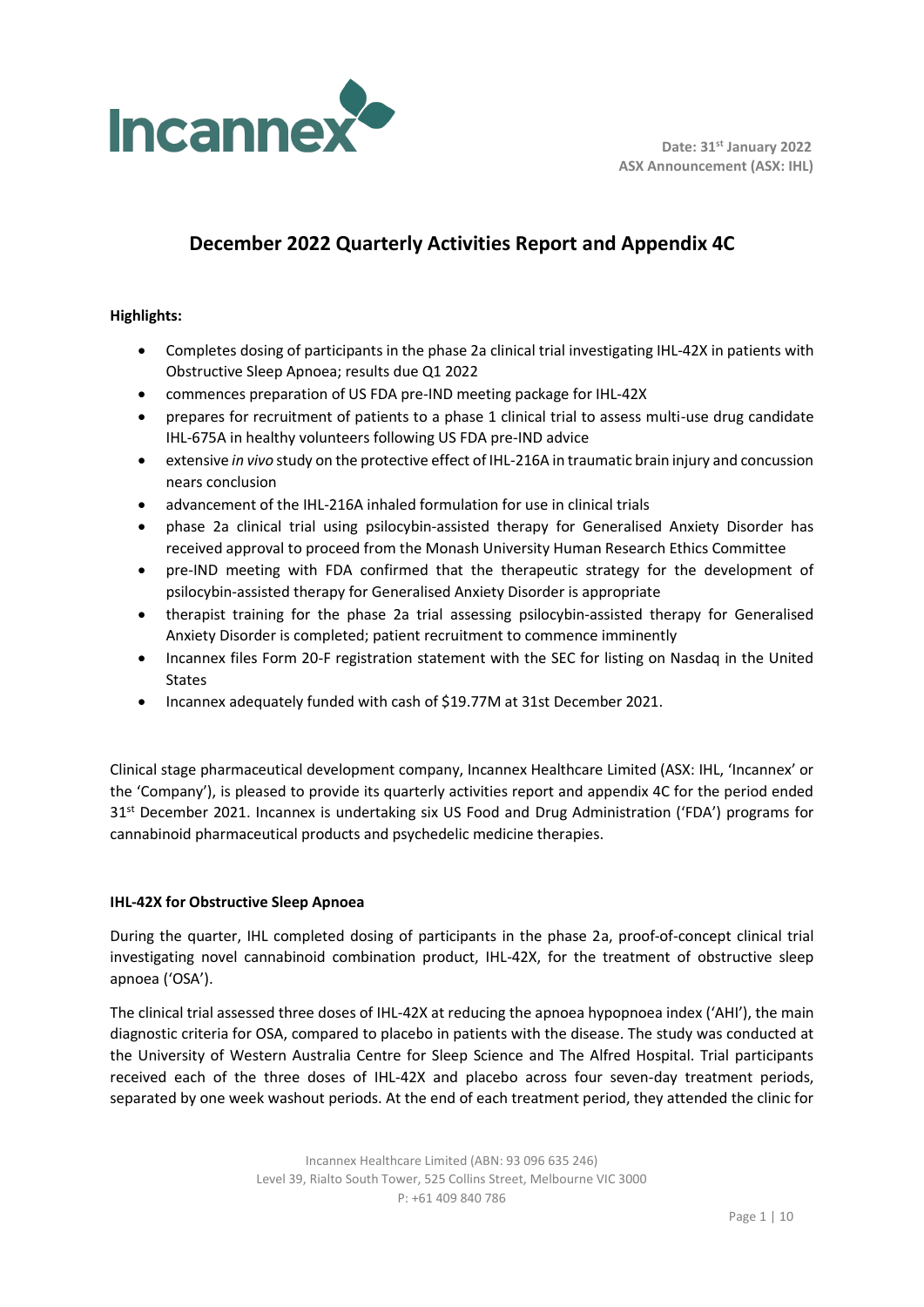Date: 31st January 2022
ASX Announcement (ASX: IHL)

# December 2022 Quarterly Activities Report and Appendix 4C

**Highlights:**

- Completes dosing of participants in the phase 2a clinical trial investigating IHL-42X in patients with Obstructive Sleep Apnoea; results due Q1 2022
- commences preparation of US FDA pre-IND meeting package for IHL-42X
- prepares for recruitment of patients to a phase 1 clinical trial to assess multi-use drug candidate IHL-675A in healthy volunteers following US FDA pre-IND advice
- extensive *in vivo* study on the protective effect of IHL-216A in traumatic brain injury and concussion nears conclusion
- advancement of the IHL-216A inhaled formulation for use in clinical trials
- phase 2a clinical trial using psilocybin-assisted therapy for Generalised Anxiety Disorder has received approval to proceed from the Monash University Human Research Ethics Committee
- pre-IND meeting with FDA confirmed that the therapeutic strategy for the development of psilocybin-assisted therapy for Generalised Anxiety Disorder is appropriate
- therapist training for the phase 2a trial assessing psilocybin-assisted therapy for Generalised Anxiety Disorder is completed; patient recruitment to commence imminently
- Incannex files Form 20-F registration statement with the SEC for listing on Nasdaq in the United States
- Incannex adequately funded with cash of $19.77M at 31st December 2021.

Clinical stage pharmaceutical development company, Incannex Healthcare Limited (ASX: IHL, 'Incannex' or the 'Company'), is pleased to provide its quarterly activities report and appendix 4C for the period ended 31st December 2021. Incannex is undertaking six US Food and Drug Administration ('FDA') programs for cannabinoid pharmaceutical products and psychedelic medicine therapies.

**IHL-42X for Obstructive Sleep Apnoea**

During the quarter, IHL completed dosing of participants in the phase 2a, proof-of-concept clinical trial investigating novel cannabinoid combination product, IHL-42X, for the treatment of obstructive sleep apnoea ('OSA').

The clinical trial assessed three doses of IHL-42X at reducing the apnoea hypopnoea index ('AHI'), the main diagnostic criteria for OSA, compared to placebo in patients with the disease. The study was conducted at the University of Western Australia Centre for Sleep Science and The Alfred Hospital. Trial participants received each of the three doses of IHL-42X and placebo across four seven-day treatment periods, separated by one week washout periods. At the end of each treatment period, they attended the clinic for

Incannex Healthcare Limited (ABN: 93 096 635 246)
Level 39, Rialto South Tower, 525 Collins Street, Melbourne VIC 3000
P: +61 409 840 786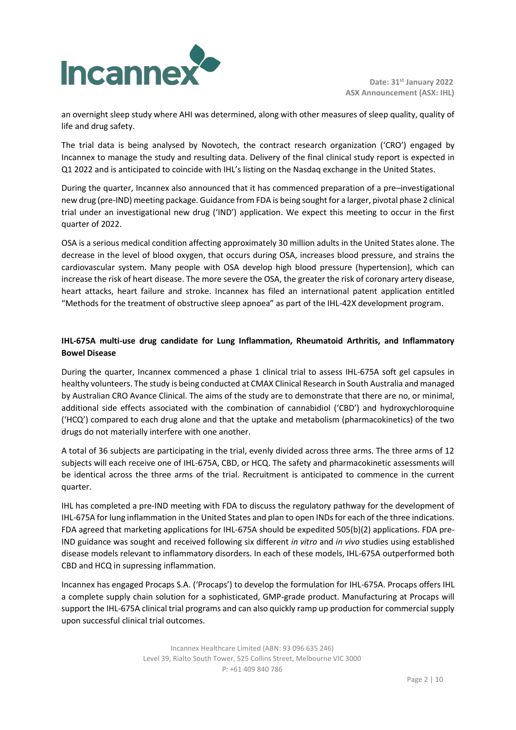an overnight sleep study where AHI was determined, along with other measures of sleep quality, quality of life and drug safety.

The trial data is being analysed by Novotech, the contract research organization ('CRO') engaged by Incannex to manage the study and resulting data. Delivery of the final clinical study report is expected in Q1 2022 and is anticipated to coincide with IHL's listing on the Nasdaq exchange in the United States.

During the quarter, Incannex also announced that it has commenced preparation of a pre–investigational new drug (pre-IND) meeting package. Guidance from FDA is being sought for a larger, pivotal phase 2 clinical trial under an investigational new drug ('IND') application. We expect this meeting to occur in the first quarter of 2022.

OSA is a serious medical condition affecting approximately 30 million adults in the United States alone. The decrease in the level of blood oxygen, that occurs during OSA, increases blood pressure, and strains the cardiovascular system. Many people with OSA develop high blood pressure (hypertension), which can increase the risk of heart disease. The more severe the OSA, the greater the risk of coronary artery disease, heart attacks, heart failure and stroke. Incannex has filed an international patent application entitled "Methods for the treatment of obstructive sleep apnoea" as part of the IHL-42X development program.

**IHL-675A multi-use drug candidate for Lung Inflammation, Rheumatoid Arthritis, and Inflammatory Bowel Disease**

During the quarter, Incannex commenced a phase 1 clinical trial to assess IHL-675A soft gel capsules in healthy volunteers. The study is being conducted at CMAX Clinical Research in South Australia and managed by Australian CRO Avance Clinical. The aims of the study are to demonstrate that there are no, or minimal, additional side effects associated with the combination of cannabidiol ('CBD') and hydroxychloroquine ('HCQ') compared to each drug alone and that the uptake and metabolism (pharmacokinetics) of the two drugs do not materially interfere with one another.

A total of 36 subjects are participating in the trial, evenly divided across three arms. The three arms of 12 subjects will each receive one of IHL-675A, CBD, or HCQ. The safety and pharmacokinetic assessments will be identical across the three arms of the trial. Recruitment is anticipated to commence in the current quarter.

IHL has completed a pre-IND meeting with FDA to discuss the regulatory pathway for the development of IHL-675A for lung inflammation in the United States and plan to open INDs for each of the three indications. FDA agreed that marketing applications for IHL-675A should be expedited 505(b)(2) applications. FDA pre-IND guidance was sought and received following six different *in vitro* and *in vivo* studies using established disease models relevant to inflammatory disorders. In each of these models, IHL-675A outperformed both CBD and HCQ in supressing inflammation.

Incannex has engaged Procaps S.A. ('Procaps') to develop the formulation for IHL-675A. Procaps offers IHL a complete supply chain solution for a sophisticated, GMP-grade product. Manufacturing at Procaps will support the IHL-675A clinical trial programs and can also quickly ramp up production for commercial supply upon successful clinical trial outcomes.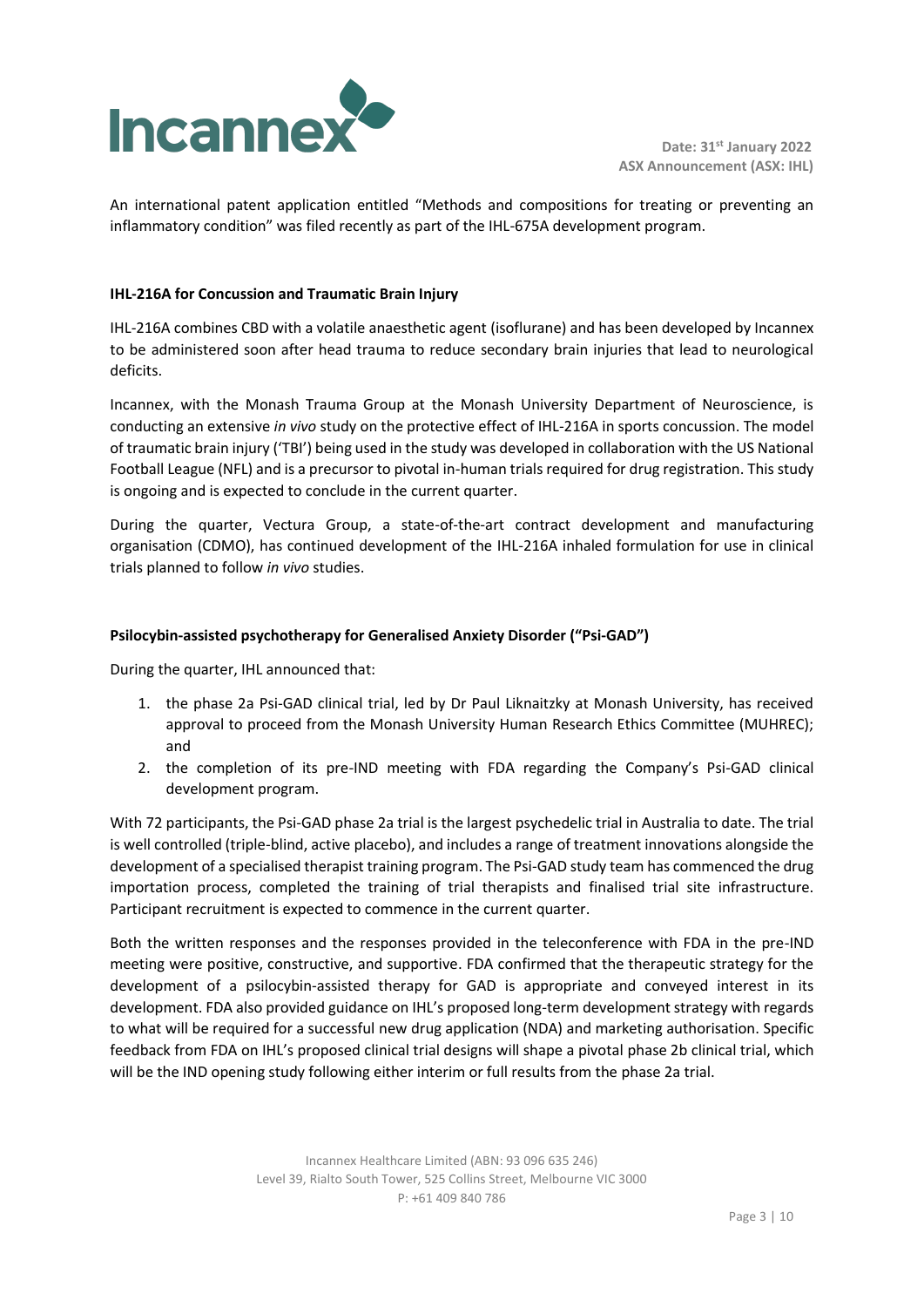An international patent application entitled "Methods and compositions for treating or preventing an inflammatory condition" was filed recently as part of the IHL-675A development program.

**IHL-216A for Concussion and Traumatic Brain Injury**

IHL-216A combines CBD with a volatile anaesthetic agent (isoflurane) and has been developed by Incannex to be administered soon after head trauma to reduce secondary brain injuries that lead to neurological deficits.

Incannex, with the Monash Trauma Group at the Monash University Department of Neuroscience, is conducting an extensive *in vivo* study on the protective effect of IHL-216A in sports concussion. The model of traumatic brain injury ('TBI') being used in the study was developed in collaboration with the US National Football League (NFL) and is a precursor to pivotal in-human trials required for drug registration. This study is ongoing and is expected to conclude in the current quarter.

During the quarter, Vectura Group, a state-of-the-art contract development and manufacturing organisation (CDMO), has continued development of the IHL-216A inhaled formulation for use in clinical trials planned to follow *in vivo* studies.

**Psilocybin-assisted psychotherapy for Generalised Anxiety Disorder ("Psi-GAD")**

During the quarter, IHL announced that:

1. the phase 2a Psi-GAD clinical trial, led by Dr Paul Liknaitzky at Monash University, has received approval to proceed from the Monash University Human Research Ethics Committee (MUHREC); and
2. the completion of its pre-IND meeting with FDA regarding the Company's Psi-GAD clinical development program.

With 72 participants, the Psi-GAD phase 2a trial is the largest psychedelic trial in Australia to date. The trial is well controlled (triple-blind, active placebo), and includes a range of treatment innovations alongside the development of a specialised therapist training program. The Psi-GAD study team has commenced the drug importation process, completed the training of trial therapists and finalised trial site infrastructure. Participant recruitment is expected to commence in the current quarter.

Both the written responses and the responses provided in the teleconference with FDA in the pre-IND meeting were positive, constructive, and supportive. FDA confirmed that the therapeutic strategy for the development of a psilocybin-assisted therapy for GAD is appropriate and conveyed interest in its development. FDA also provided guidance on IHL's proposed long-term development strategy with regards to what will be required for a successful new drug application (NDA) and marketing authorisation. Specific feedback from FDA on IHL's proposed clinical trial designs will shape a pivotal phase 2b clinical trial, which will be the IND opening study following either interim or full results from the phase 2a trial.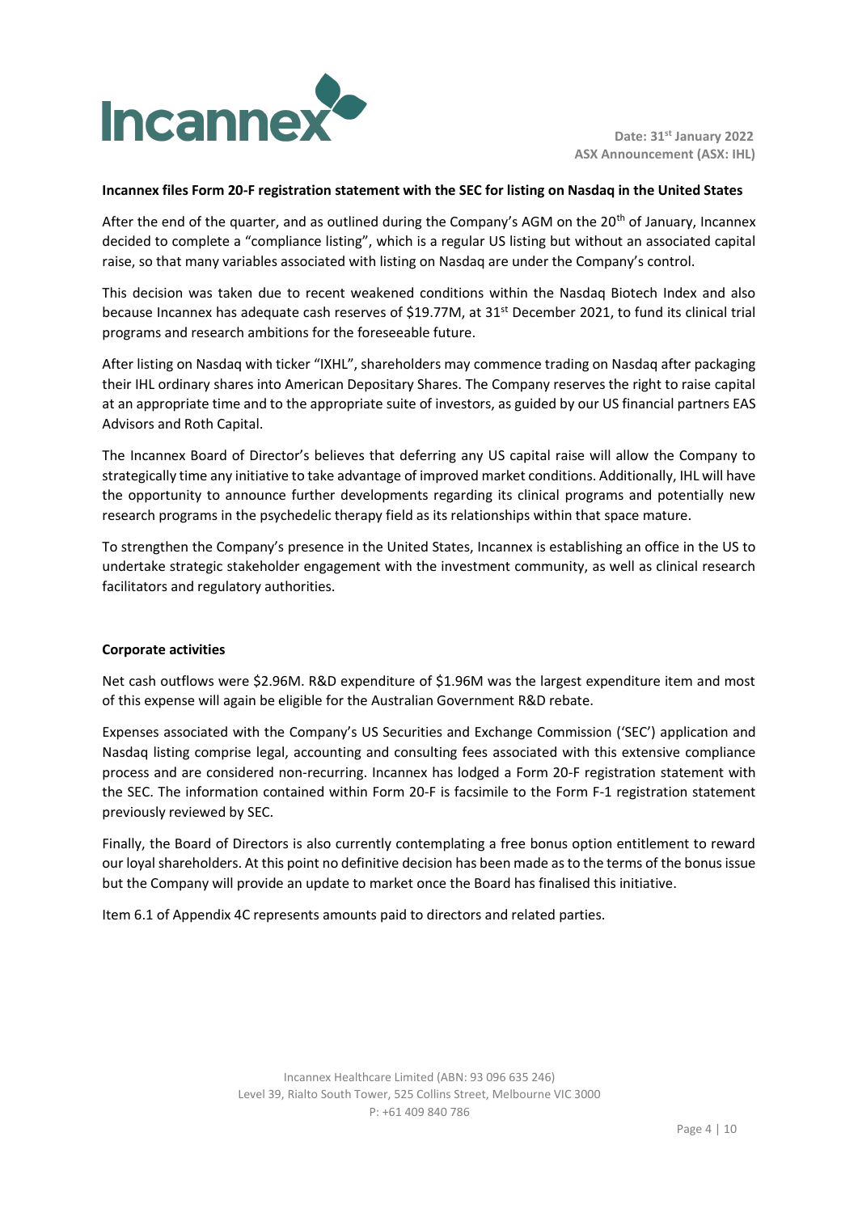**Incannex files Form 20-F registration statement with the SEC for listing on Nasdaq in the United States**

After the end of the quarter, and as outlined during the Company's AGM on the 20th of January, Incannex decided to complete a "compliance listing", which is a regular US listing but without an associated capital raise, so that many variables associated with listing on Nasdaq are under the Company's control.

This decision was taken due to recent weakened conditions within the Nasdaq Biotech Index and also because Incannex has adequate cash reserves of $19.77M, at 31st December 2021, to fund its clinical trial programs and research ambitions for the foreseeable future.

After listing on Nasdaq with ticker "IXHL", shareholders may commence trading on Nasdaq after packaging their IHL ordinary shares into American Depositary Shares. The Company reserves the right to raise capital at an appropriate time and to the appropriate suite of investors, as guided by our US financial partners EAS Advisors and Roth Capital.

The Incannex Board of Director's believes that deferring any US capital raise will allow the Company to strategically time any initiative to take advantage of improved market conditions. Additionally, IHL will have the opportunity to announce further developments regarding its clinical programs and potentially new research programs in the psychedelic therapy field as its relationships within that space mature.

To strengthen the Company's presence in the United States, Incannex is establishing an office in the US to undertake strategic stakeholder engagement with the investment community, as well as clinical research facilitators and regulatory authorities.

**Corporate activities**

Net cash outflows were $2.96M. R&D expenditure of $1.96M was the largest expenditure item and most of this expense will again be eligible for the Australian Government R&D rebate.

Expenses associated with the Company's US Securities and Exchange Commission ('SEC') application and Nasdaq listing comprise legal, accounting and consulting fees associated with this extensive compliance process and are considered non-recurring. Incannex has lodged a Form 20-F registration statement with the SEC. The information contained within Form 20-F is facsimile to the Form F-1 registration statement previously reviewed by SEC.

Finally, the Board of Directors is also currently contemplating a free bonus option entitlement to reward our loyal shareholders. At this point no definitive decision has been made as to the terms of the bonus issue but the Company will provide an update to market once the Board has finalised this initiative.

Item 6.1 of Appendix 4C represents amounts paid to directors and related parties.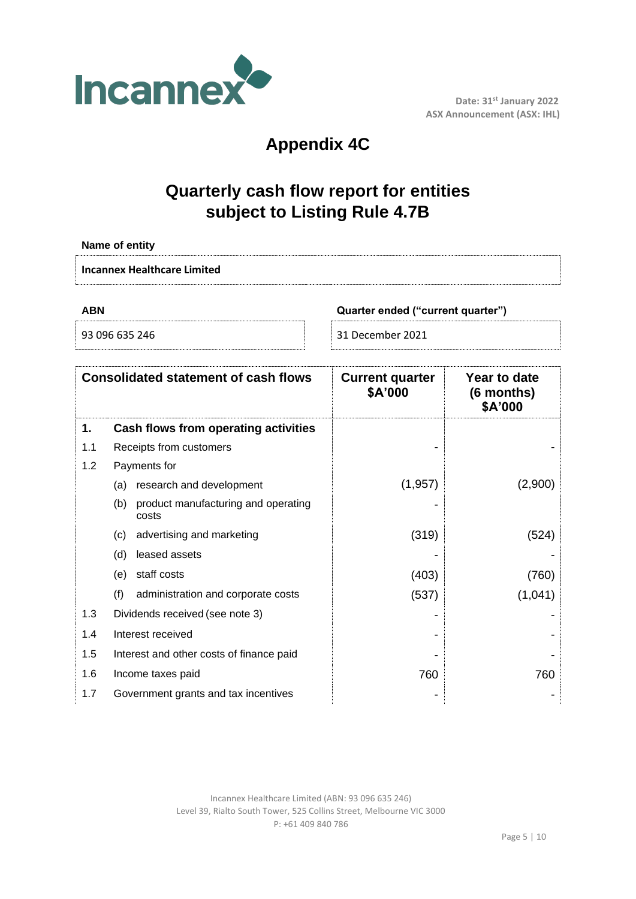Date: 31st January 2022
ASX Announcement (ASX: IHL)

# Appendix 4C

## Quarterly cash flow report for entities subject to Listing Rule 4.7B

**Name of entity**

**Incannex Healthcare Limited**

| ABN | Quarter ended ("current quarter") |
|---|---|
| 93 096 635 246 | 31 December 2021 |

| | Consolidated statement of cash flows | Current quarter $A'000 | Year to date (6 months) $A'000 |
|---|---|---|---|
| **1.** | **Cash flows from operating activities** | | |
| 1.1 | Receipts from customers | - | - |
| 1.2 | Payments for | | |
| | (a) research and development | (1,957) | (2,900) |
| | (b) product manufacturing and operating costs | - | |
| | (c) advertising and marketing | (319) | (524) |
| | (d) leased assets | - | - |
| | (e) staff costs | (403) | (760) |
| | (f) administration and corporate costs | (537) | (1,041) |
| 1.3 | Dividends received (see note 3) | - | - |
| 1.4 | Interest received | - | - |
| 1.5 | Interest and other costs of finance paid | - | - |
| 1.6 | Income taxes paid | 760 | 760 |
| 1.7 | Government grants and tax incentives | - | - |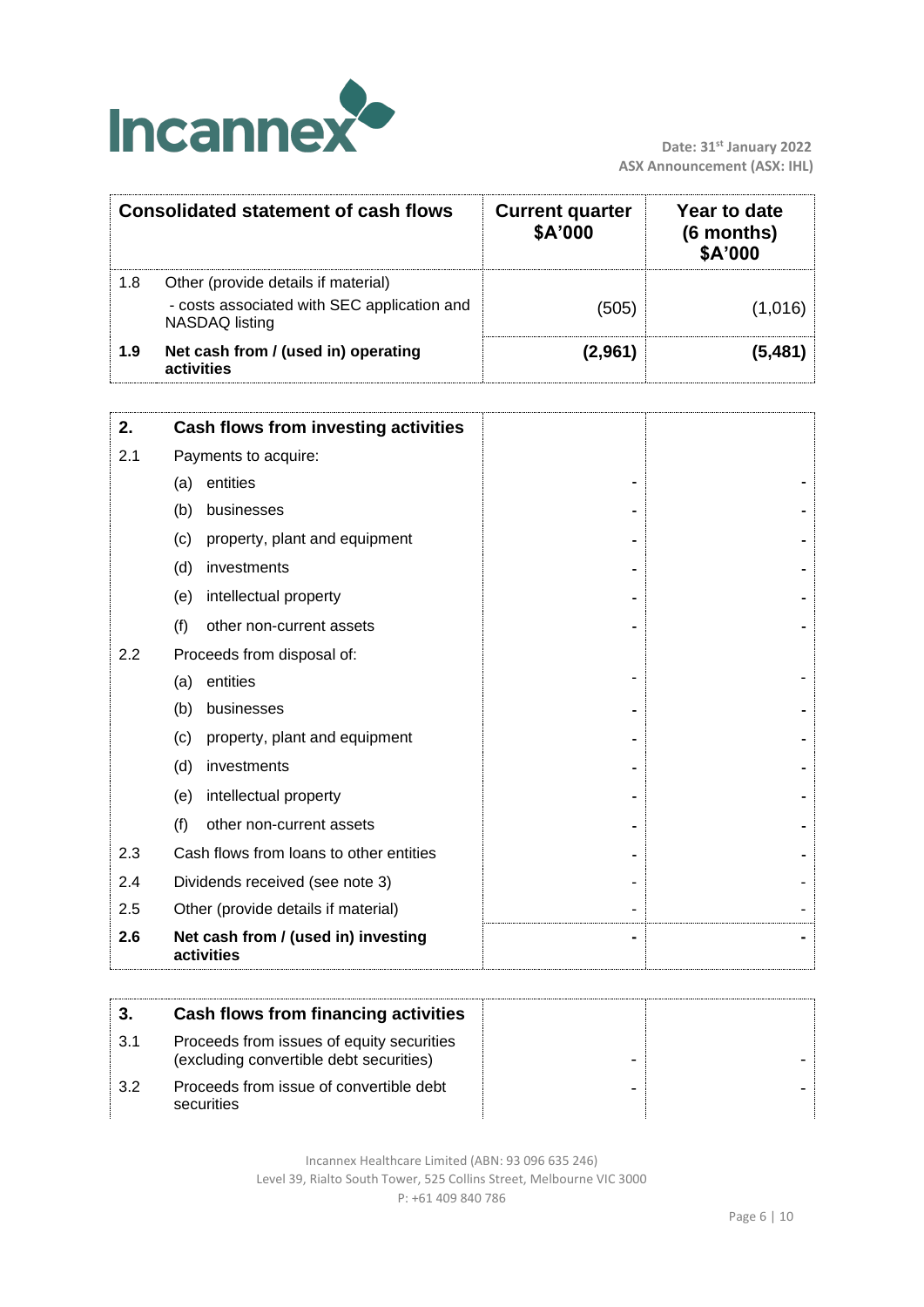Date: 31st January 2022
ASX Announcement (ASX: IHL)

| | Consolidated statement of cash flows | Current quarter $A'000 | Year to date (6 months) $A'000 |
|---|---|---|---|
| 1.8 | Other (provide details if material) - costs associated with SEC application and NASDAQ listing | (505) | (1,016) |
| **1.9** | **Net cash from / (used in) operating activities** | **(2,961)** | **(5,481)** |

| | | | |
|---|---|---|---|
| **2.** | **Cash flows from investing activities** | | |
| 2.1 | Payments to acquire: | | |
| | (a) entities | - | - |
| | (b) businesses | - | - |
| | (c) property, plant and equipment | - | - |
| | (d) investments | - | - |
| | (e) intellectual property | - | - |
| | (f) other non-current assets | - | - |
| 2.2 | Proceeds from disposal of: | | |
| | (a) entities | - | - |
| | (b) businesses | - | - |
| | (c) property, plant and equipment | - | - |
| | (d) investments | - | - |
| | (e) intellectual property | - | - |
| | (f) other non-current assets | - | - |
| 2.3 | Cash flows from loans to other entities | - | - |
| 2.4 | Dividends received (see note 3) | - | - |
| 2.5 | Other (provide details if material) | - | - |
| **2.6** | **Net cash from / (used in) investing activities** | **-** | **-** |

| | | | |
|---|---|---|---|
| **3.** | **Cash flows from financing activities** | | |
| 3.1 | Proceeds from issues of equity securities (excluding convertible debt securities) | - | - |
| 3.2 | Proceeds from issue of convertible debt securities | - | - |

Incannex Healthcare Limited (ABN: 93 096 635 246)
Level 39, Rialto South Tower, 525 Collins Street, Melbourne VIC 3000
P: +61 409 840 786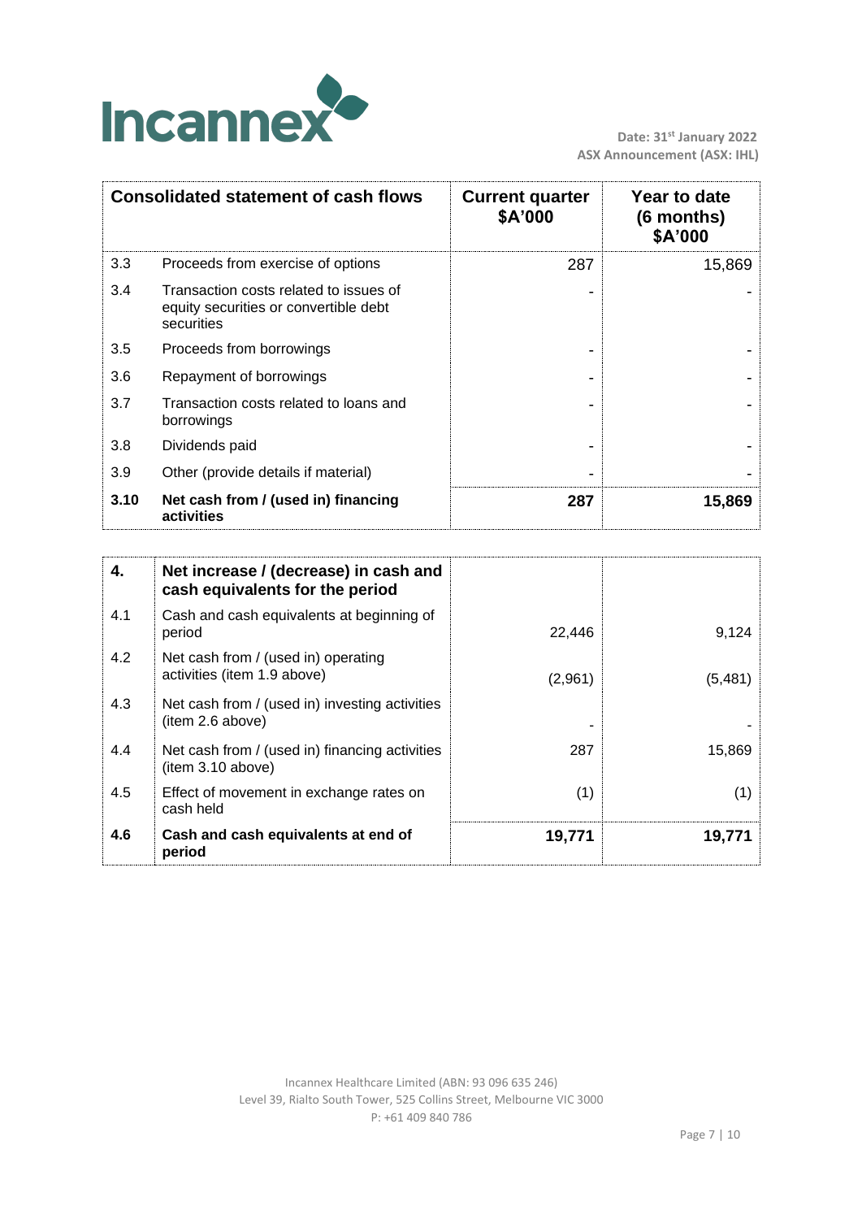Date: 31st January 2022
ASX Announcement (ASX: IHL)

| | Consolidated statement of cash flows | Current quarter $A'000 | Year to date (6 months) $A'000 |
|---|---|---|---|
| 3.3 | Proceeds from exercise of options | 287 | 15,869 |
| 3.4 | Transaction costs related to issues of equity securities or convertible debt securities | - | - |
| 3.5 | Proceeds from borrowings | - | - |
| 3.6 | Repayment of borrowings | - | - |
| 3.7 | Transaction costs related to loans and borrowings | - | - |
| 3.8 | Dividends paid | - | - |
| 3.9 | Other (provide details if material) | - | - |
| **3.10** | **Net cash from / (used in) financing activities** | **287** | **15,869** |

| | | | |
|---|---|---|---|
| **4.** | **Net increase / (decrease) in cash and cash equivalents for the period** | | |
| 4.1 | Cash and cash equivalents at beginning of period | 22,446 | 9,124 |
| 4.2 | Net cash from / (used in) operating activities (item 1.9 above) | (2,961) | (5,481) |
| 4.3 | Net cash from / (used in) investing activities (item 2.6 above) | - | - |
| 4.4 | Net cash from / (used in) financing activities (item 3.10 above) | 287 | 15,869 |
| 4.5 | Effect of movement in exchange rates on cash held | (1) | (1) |
| **4.6** | **Cash and cash equivalents at end of period** | **19,771** | **19,771** |

Incannex Healthcare Limited (ABN: 93 096 635 246)
Level 39, Rialto South Tower, 525 Collins Street, Melbourne VIC 3000
P: +61 409 840 786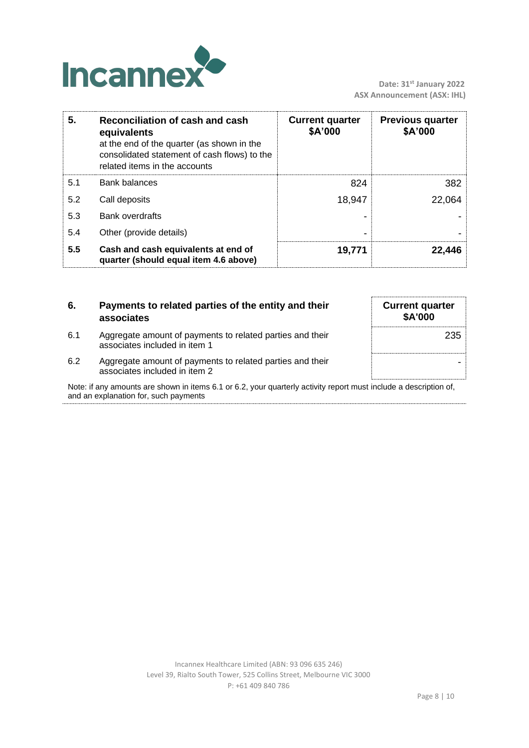| 5. | Reconciliation of cash and cash equivalents at the end of the quarter (as shown in the consolidated statement of cash flows) to the related items in the accounts | Current quarter $A'000 | Previous quarter $A'000 |
|---|---|---|---|
| 5.1 | Bank balances | 824 | 382 |
| 5.2 | Call deposits | 18,947 | 22,064 |
| 5.3 | Bank overdrafts | - | - |
| 5.4 | Other (provide details) | - | - |
| **5.5** | **Cash and cash equivalents at end of quarter (should equal item 4.6 above)** | **19,771** | **22,446** |

| 6. | Payments to related parties of the entity and their associates | Current quarter $A'000 |
|---|---|---|
| 6.1 | Aggregate amount of payments to related parties and their associates included in item 1 | 235 |
| 6.2 | Aggregate amount of payments to related parties and their associates included in item 2 | - |

Note: if any amounts are shown in items 6.1 or 6.2, your quarterly activity report must include a description of, and an explanation for, such payments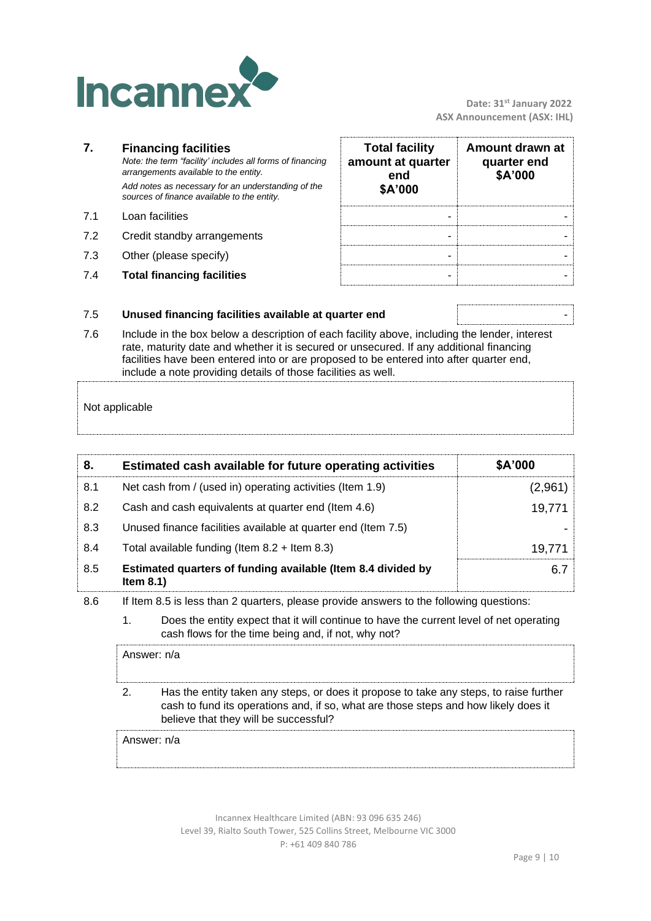| 7. | Financing facilities<br>*Note: the term "facility' includes all forms of financing arrangements available to the entity.*<br>*Add notes as necessary for an understanding of the sources of finance available to the entity.* | Total facility amount at quarter end<br>$A'000 | Amount drawn at quarter end<br>$A'000 |
|---|---|---|---|
| 7.1 | Loan facilities | - | - |
| 7.2 | Credit standby arrangements | - | - |
| 7.3 | Other (please specify) | - | - |
| 7.4 | **Total financing facilities** | - | - |

| | | |
|---|---|---|
| 7.5 | **Unused financing facilities available at quarter end** | - |

7.6 Include in the box below a description of each facility above, including the lender, interest rate, maturity date and whether it is secured or unsecured. If any additional financing facilities have been entered into or are proposed to be entered into after quarter end, include a note providing details of those facilities as well.

Not applicable

| 8. | Estimated cash available for future operating activities | $A'000 |
|---|---|---|
| 8.1 | Net cash from / (used in) operating activities (Item 1.9) | (2,961) |
| 8.2 | Cash and cash equivalents at quarter end (Item 4.6) | 19,771 |
| 8.3 | Unused finance facilities available at quarter end (Item 7.5) | - |
| 8.4 | Total available funding (Item 8.2 + Item 8.3) | 19,771 |
| 8.5 | **Estimated quarters of funding available (Item 8.4 divided by Item 8.1)** | 6.7 |

8.6 If Item 8.5 is less than 2 quarters, please provide answers to the following questions:

1. Does the entity expect that it will continue to have the current level of net operating cash flows for the time being and, if not, why not?

Answer: n/a

2. Has the entity taken any steps, or does it propose to take any steps, to raise further cash to fund its operations and, if so, what are those steps and how likely does it believe that they will be successful?

Answer: n/a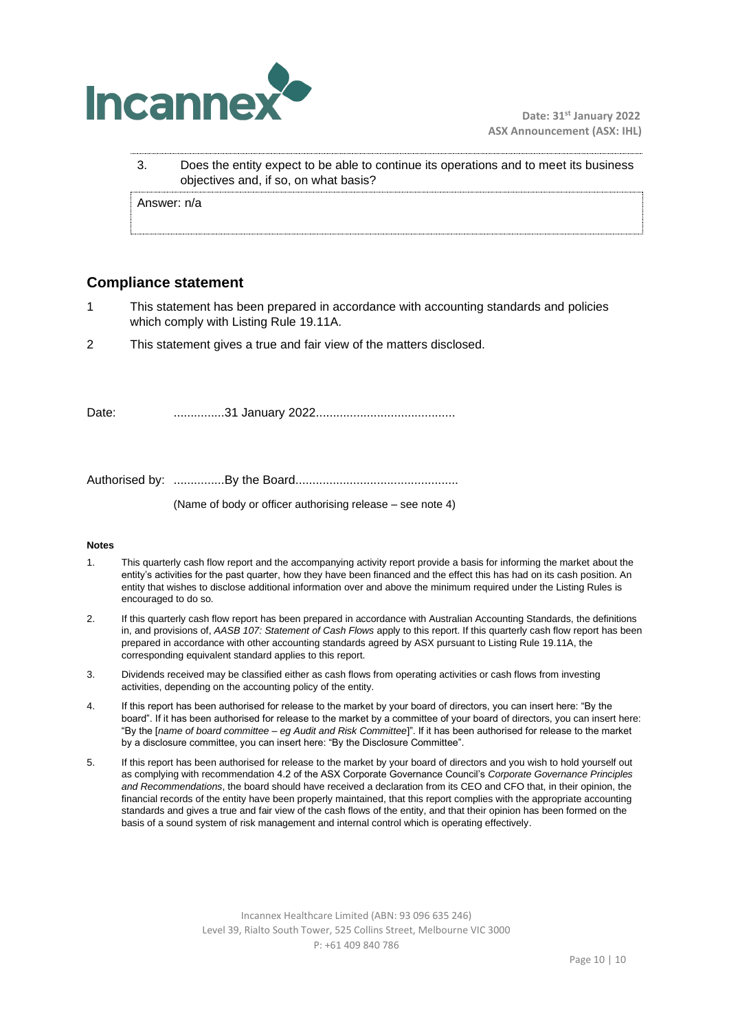3. Does the entity expect to be able to continue its operations and to meet its business objectives and, if so, on what basis?

Answer: n/a

## Compliance statement

1 This statement has been prepared in accordance with accounting standards and policies which comply with Listing Rule 19.11A.

2 This statement gives a true and fair view of the matters disclosed.

Date: ...............31 January 2022.........................................

Authorised by: ...............By the Board................................................

(Name of body or officer authorising release – see note 4)

**Notes**

1. This quarterly cash flow report and the accompanying activity report provide a basis for informing the market about the entity's activities for the past quarter, how they have been financed and the effect this has had on its cash position. An entity that wishes to disclose additional information over and above the minimum required under the Listing Rules is encouraged to do so.
2. If this quarterly cash flow report has been prepared in accordance with Australian Accounting Standards, the definitions in, and provisions of, *AASB 107: Statement of Cash Flows* apply to this report. If this quarterly cash flow report has been prepared in accordance with other accounting standards agreed by ASX pursuant to Listing Rule 19.11A, the corresponding equivalent standard applies to this report.
3. Dividends received may be classified either as cash flows from operating activities or cash flows from investing activities, depending on the accounting policy of the entity.
4. If this report has been authorised for release to the market by your board of directors, you can insert here: "By the board". If it has been authorised for release to the market by a committee of your board of directors, you can insert here: "By the [*name of board committee – eg Audit and Risk Committee*]". If it has been authorised for release to the market by a disclosure committee, you can insert here: "By the Disclosure Committee".
5. If this report has been authorised for release to the market by your board of directors and you wish to hold yourself out as complying with recommendation 4.2 of the ASX Corporate Governance Council's *Corporate Governance Principles and Recommendations*, the board should have received a declaration from its CEO and CFO that, in their opinion, the financial records of the entity have been properly maintained, that this report complies with the appropriate accounting standards and gives a true and fair view of the cash flows of the entity, and that their opinion has been formed on the basis of a sound system of risk management and internal control which is operating effectively.